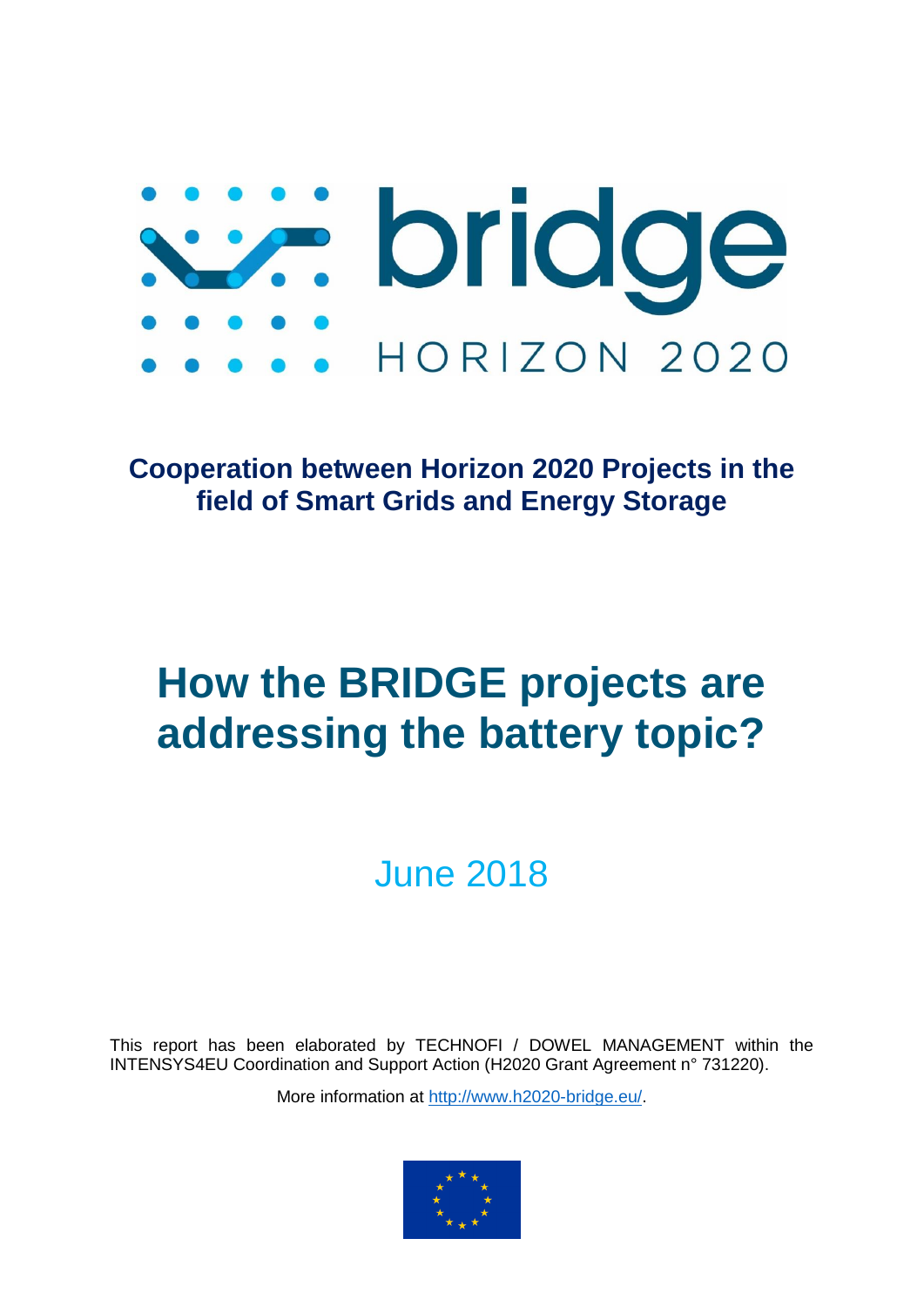bridge

HORIZON 2020

**Cooperation between Horizon 2020 Projects in the field of Smart Grids and Energy Storage**

# How the BRIDGE projects are addressing the battery topic?

June 2018

This report has been elaborated by TECHNOFI / DOWEL MANAGEMENT within the INTENSYS4EU Coordination and Support Action (H2020 Grant Agreement n° 731220).

More information at http://www.h2020-bridge.eu/.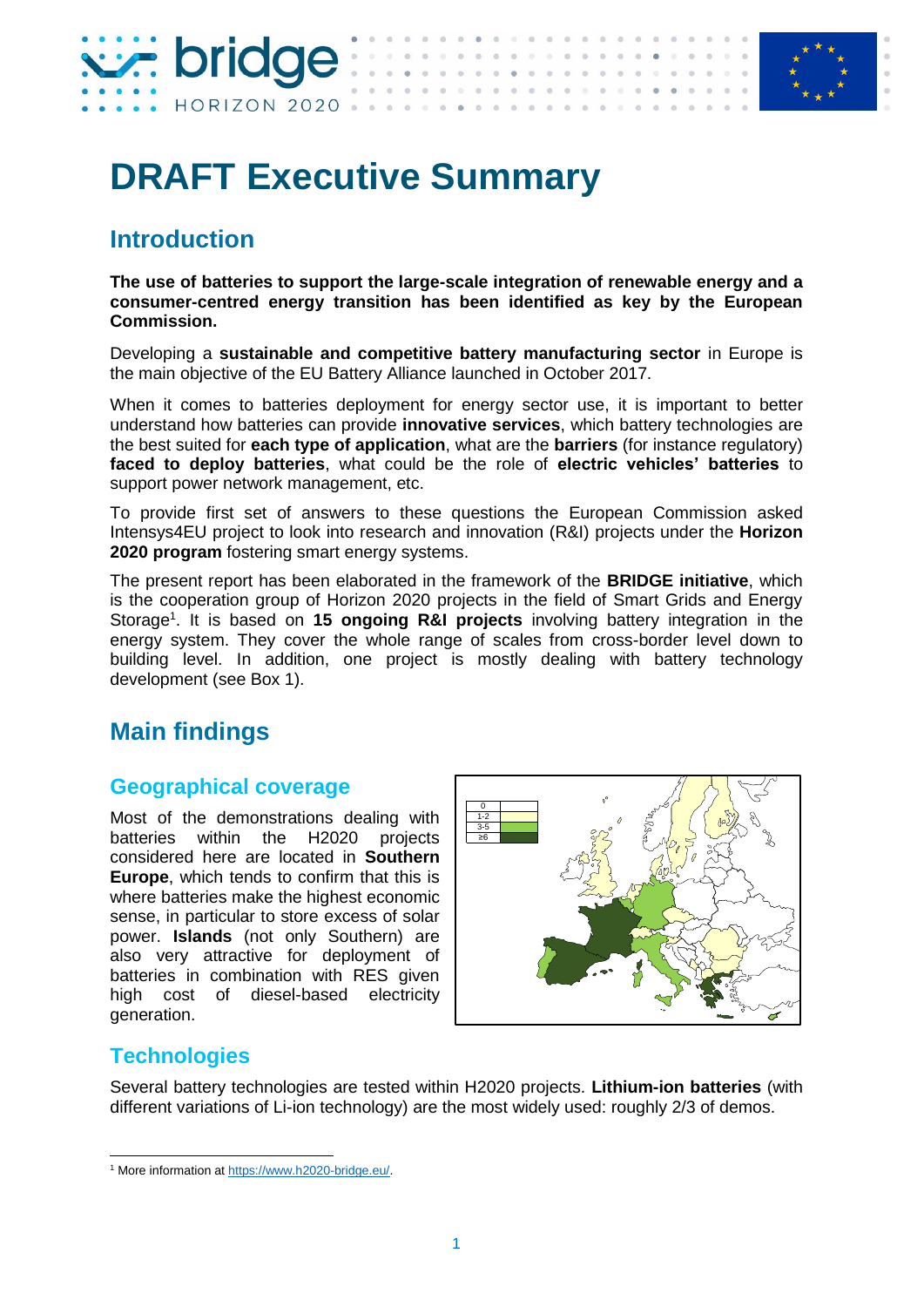# DRAFT Executive Summary

## Introduction

**The use of batteries to support the large-scale integration of renewable energy and a consumer-centred energy transition has been identified as key by the European Commission.**

Developing a **sustainable and competitive battery manufacturing sector** in Europe is the main objective of the EU Battery Alliance launched in October 2017.

When it comes to batteries deployment for energy sector use, it is important to better understand how batteries can provide **innovative services**, which battery technologies are the best suited for **each type of application**, what are the **barriers** (for instance regulatory) **faced to deploy batteries**, what could be the role of **electric vehicles' batteries** to support power network management, etc.

To provide first set of answers to these questions the European Commission asked Intensys4EU project to look into research and innovation (R&I) projects under the **Horizon 2020 program** fostering smart energy systems.

The present report has been elaborated in the framework of the **BRIDGE initiative**, which is the cooperation group of Horizon 2020 projects in the field of Smart Grids and Energy Storage[1]. It is based on **15 ongoing R&I projects** involving battery integration in the energy system. They cover the whole range of scales from cross-border level down to building level. In addition, one project is mostly dealing with battery technology development (see Box 1).

## Main findings

### Geographical coverage

Most of the demonstrations dealing with batteries within the H2020 projects considered here are located in **Southern Europe**, which tends to confirm that this is where batteries make the highest economic sense, in particular to store excess of solar power. **Islands** (not only Southern) are also very attractive for deployment of batteries in combination with RES given high cost of diesel-based electricity generation.

0
1-2
3-5
≥6

### Technologies

Several battery technologies are tested within H2020 projects. **Lithium-ion batteries** (with different variations of Li-ion technology) are the most widely used: roughly 2/3 of demos.

[1] More information at https://www.h2020-bridge.eu/.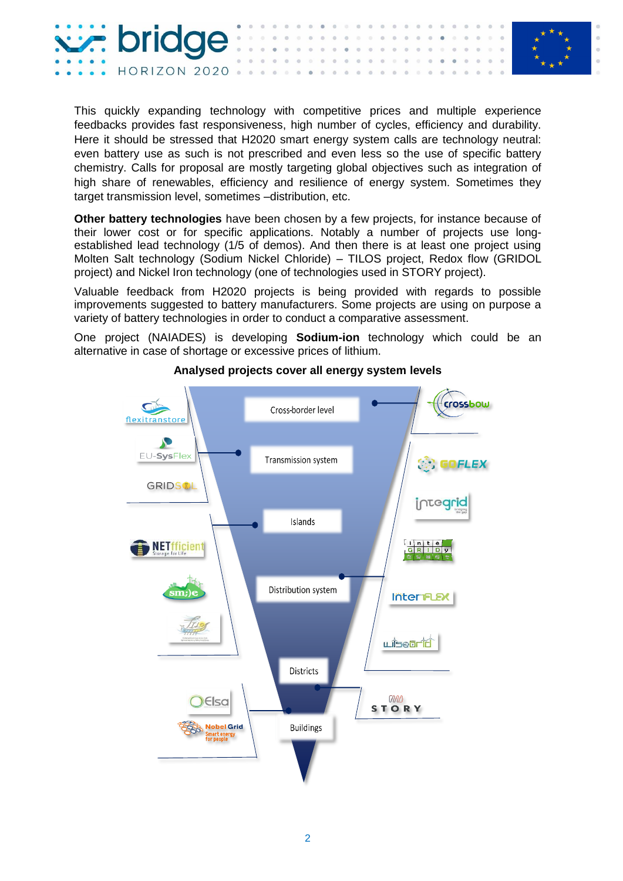This quickly expanding technology with competitive prices and multiple experience feedbacks provides fast responsiveness, high number of cycles, efficiency and durability. Here it should be stressed that H2020 smart energy system calls are technology neutral: even battery use as such is not prescribed and even less so the use of specific battery chemistry. Calls for proposal are mostly targeting global objectives such as integration of high share of renewables, efficiency and resilience of energy system. Sometimes they target transmission level, sometimes –distribution, etc.

**Other battery technologies** have been chosen by a few projects, for instance because of their lower cost or for specific applications. Notably a number of projects use long-established lead technology (1/5 of demos). And then there is at least one project using Molten Salt technology (Sodium Nickel Chloride) – TILOS project, Redox flow (GRIDOL project) and Nickel Iron technology (one of technologies used in STORY project).

Valuable feedback from H2020 projects is being provided with regards to possible improvements suggested to battery manufacturers. Some projects are using on purpose a variety of battery technologies in order to conduct a comparative assessment.

One project (NAIADES) is developing **Sodium-ion** technology which could be an alternative in case of shortage or excessive prices of lithium.

**Analysed projects cover all energy system levels**

Cross-border level
Transmission system
Islands
Distribution system
Districts
Buildings

flexitranstore
EU-SysFlex
GRIDSOL
NETfficient
sm;)e
Elsa
Nobel Grid
crossbow
GOFLEX
integrid
InteGRIDy
InterFLEX
wiseGrid
STORY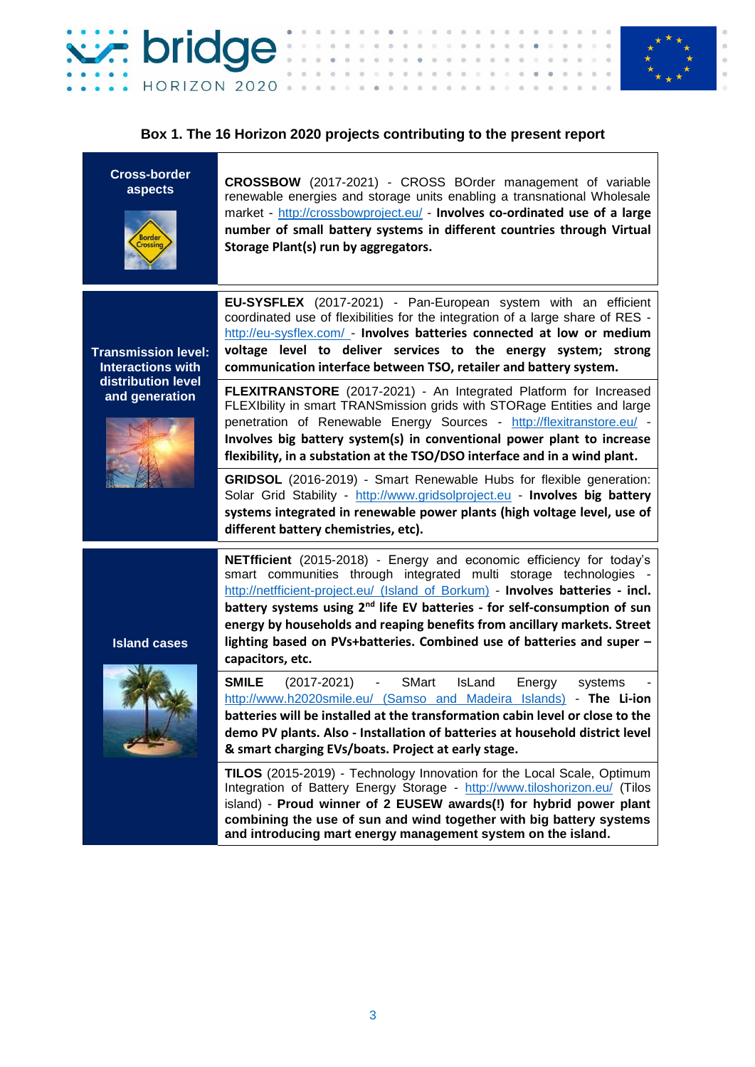**Box 1. The 16 Horizon 2020 projects contributing to the present report**

| Category | Project |
|---|---|
| **Cross-border aspects** | **CROSSBOW** (2017-2021) - CROSS BOrder management of variable renewable energies and storage units enabling a transnational Wholesale market - http://crossbowproject.eu/ - **Involves co-ordinated use of a large number of small battery systems in different countries through Virtual Storage Plant(s) run by aggregators.** |
| **Transmission level: Interactions with distribution level and generation** | **EU-SYSFLEX** (2017-2021) - Pan-European system with an efficient coordinated use of flexibilities for the integration of a large share of RES - http://eu-sysflex.com/ - **Involves batteries connected at low or medium voltage level to deliver services to the energy system; strong communication interface between TSO, retailer and battery system.** |
| | **FLEXITRANSTORE** (2017-2021) - An Integrated Platform for Increased FLEXIbility in smart TRANSmission grids with STORage Entities and large penetration of Renewable Energy Sources - http://flexitranstore.eu/ - **Involves big battery system(s) in conventional power plant to increase flexibility, in a substation at the TSO/DSO interface and in a wind plant.** |
| | **GRIDSOL** (2016-2019) - Smart Renewable Hubs for flexible generation: Solar Grid Stability - http://www.gridsolproject.eu - **Involves big battery systems integrated in renewable power plants (high voltage level, use of different battery chemistries, etc).** |
| **Island cases** | **NETfficient** (2015-2018) - Energy and economic efficiency for today's smart communities through integrated multi storage technologies - http://netfficient-project.eu/ (Island of Borkum) - **Involves batteries - incl. battery systems using 2nd life EV batteries - for self-consumption of sun energy by households and reaping benefits from ancillary markets. Street lighting based on PVs+batteries. Combined use of batteries and super – capacitors, etc.** |
| | **SMILE** (2017-2021) - SMart IsLand Energy systems - http://www.h2020smile.eu/ (Samso and Madeira Islands) - **The Li-ion batteries will be installed at the transformation cabin level or close to the demo PV plants. Also - Installation of batteries at household district level & smart charging EVs/boats. Project at early stage.** |
| | **TILOS** (2015-2019) - Technology Innovation for the Local Scale, Optimum Integration of Battery Energy Storage - http://www.tiloshorizon.eu/ (Tilos island) - **Proud winner of 2 EUSEW awards(!) for hybrid power plant combining the use of sun and wind together with big battery systems and introducing mart energy management system on the island.** |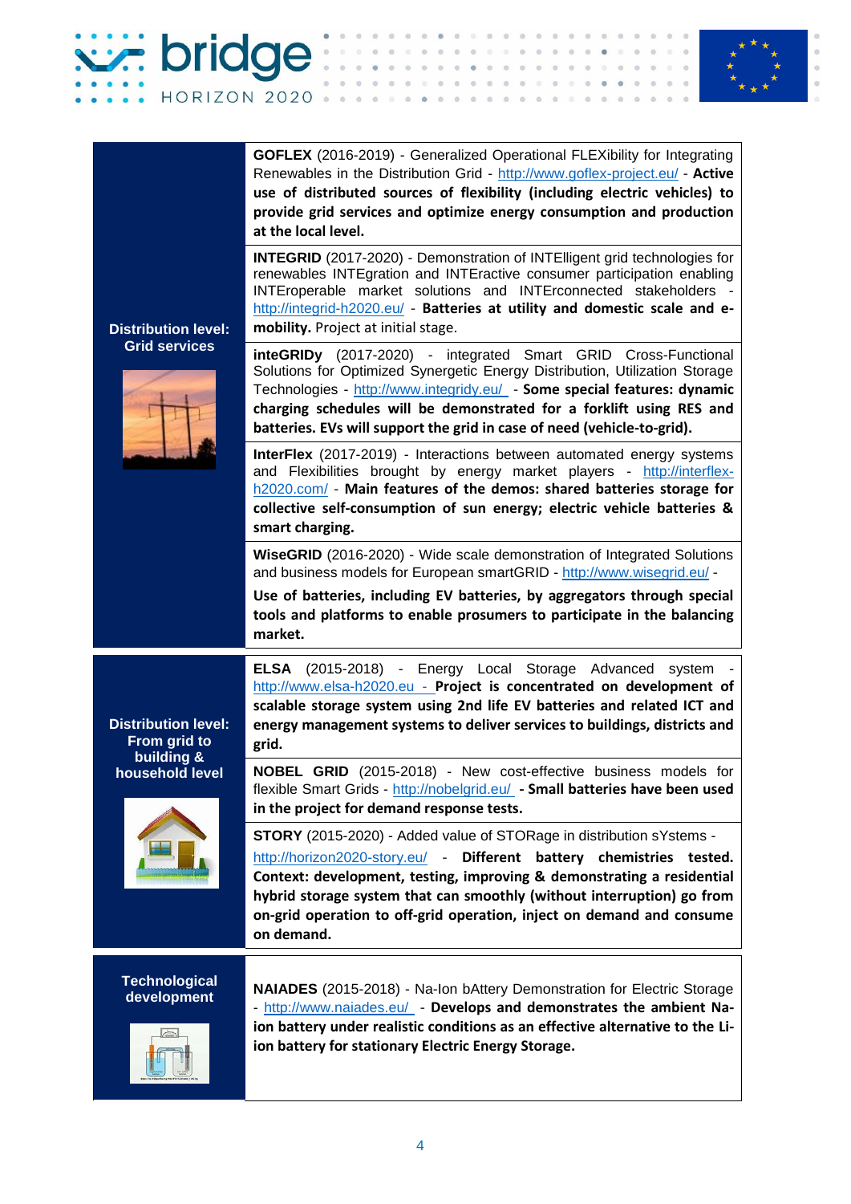| | |
|---|---|
| **Distribution level: Grid services** | **GOFLEX** (2016-2019) - Generalized Operational FLEXibility for Integrating Renewables in the Distribution Grid - http://www.goflex-project.eu/ - **Active use of distributed sources of flexibility (including electric vehicles) to provide grid services and optimize energy consumption and production at the local level.** |
| | **INTEGRID** (2017-2020) - Demonstration of INTElligent grid technologies for renewables INTEgration and INTEractive consumer participation enabling INTEroperable market solutions and INTErconnected stakeholders - http://integrid-h2020.eu/ - **Batteries at utility and domestic scale and e-mobility.** Project at initial stage. |
| | **inteGRIDy** (2017-2020) - integrated Smart GRID Cross-Functional Solutions for Optimized Synergetic Energy Distribution, Utilization Storage Technologies - http://www.integridy.eu/ - **Some special features: dynamic charging schedules will be demonstrated for a forklift using RES and batteries. EVs will support the grid in case of need (vehicle-to-grid).** |
| | **InterFlex** (2017-2019) - Interactions between automated energy systems and Flexibilities brought by energy market players - http://interflex-h2020.com/ - **Main features of the demos: shared batteries storage for collective self-consumption of sun energy; electric vehicle batteries & smart charging.** |
| | **WiseGRID** (2016-2020) - Wide scale demonstration of Integrated Solutions and business models for European smartGRID - http://www.wisegrid.eu/ - **Use of batteries, including EV batteries, by aggregators through special tools and platforms to enable prosumers to participate in the balancing market.** |
| **Distribution level: From grid to building & household level** | **ELSA** (2015-2018) - Energy Local Storage Advanced system - http://www.elsa-h2020.eu - **Project is concentrated on development of scalable storage system using 2nd life EV batteries and related ICT and energy management systems to deliver services to buildings, districts and grid.** |
| | **NOBEL GRID** (2015-2018) - New cost-effective business models for flexible Smart Grids - http://nobelgrid.eu/ - **Small batteries have been used in the project for demand response tests.** |
| | **STORY** (2015-2020) - Added value of STORage in distribution sYstems - http://horizon2020-story.eu/ - **Different battery chemistries tested. Context: development, testing, improving & demonstrating a residential hybrid storage system that can smoothly (without interruption) go from on-grid operation to off-grid operation, inject on demand and consume on demand.** |
| **Technological development** | **NAIADES** (2015-2018) - Na-Ion bAttery Demonstration for Electric Storage - http://www.naiades.eu/ - **Develops and demonstrates the ambient Na-ion battery under realistic conditions as an effective alternative to the Li-ion battery for stationary Electric Energy Storage.** |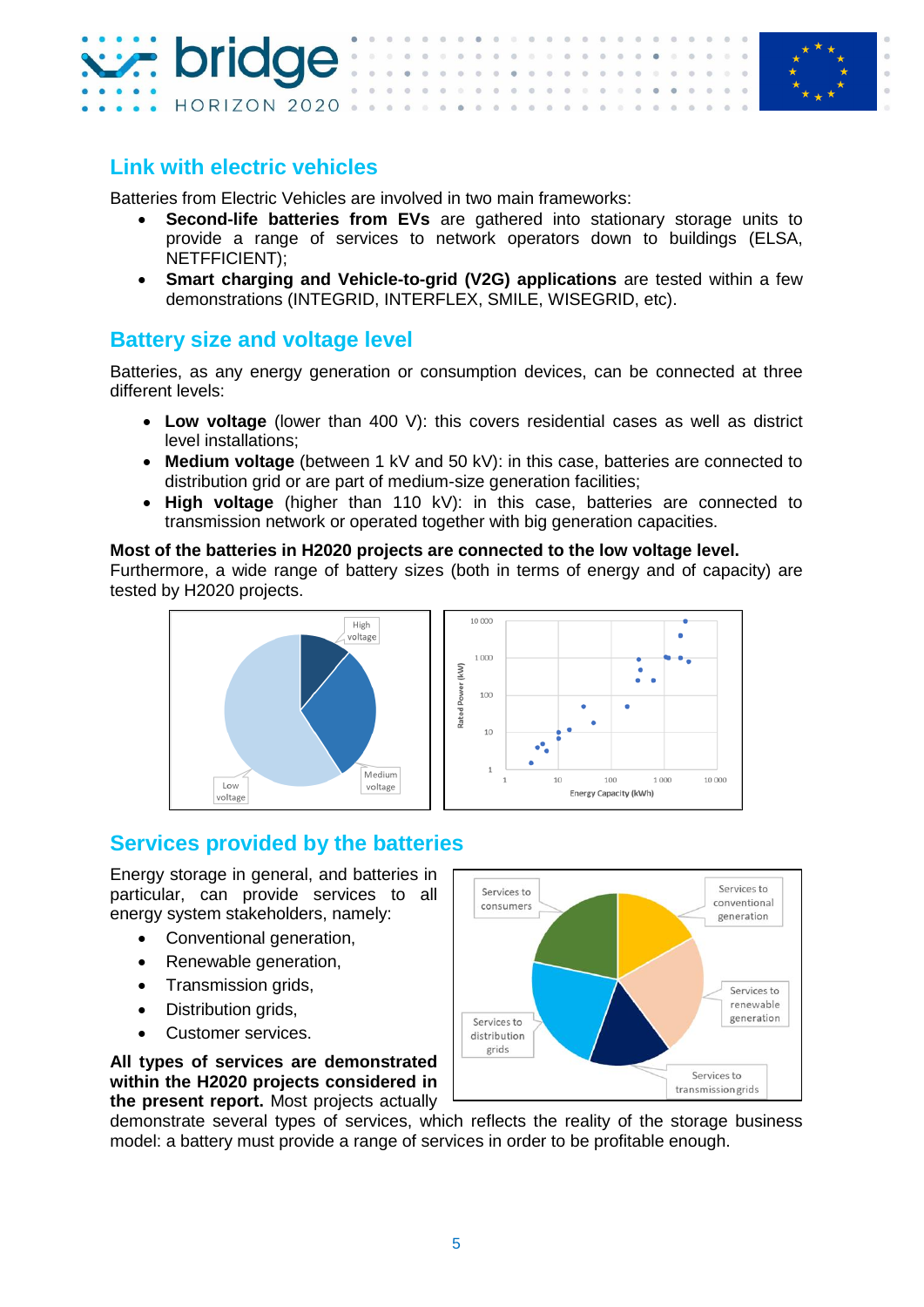## Link with electric vehicles

Batteries from Electric Vehicles are involved in two main frameworks:

- **Second-life batteries from EVs** are gathered into stationary storage units to provide a range of services to network operators down to buildings (ELSA, NETFFICIENT);
- **Smart charging and Vehicle-to-grid (V2G) applications** are tested within a few demonstrations (INTEGRID, INTERFLEX, SMILE, WISEGRID, etc).

## Battery size and voltage level

Batteries, as any energy generation or consumption devices, can be connected at three different levels:

- **Low voltage** (lower than 400 V): this covers residential cases as well as district level installations;
- **Medium voltage** (between 1 kV and 50 kV): in this case, batteries are connected to distribution grid or are part of medium-size generation facilities;
- **High voltage** (higher than 110 kV): in this case, batteries are connected to transmission network or operated together with big generation capacities.

**Most of the batteries in H2020 projects are connected to the low voltage level.** Furthermore, a wide range of battery sizes (both in terms of energy and of capacity) are tested by H2020 projects.

High voltage
Medium voltage
Low voltage

10 000
1 000
100
10
1
Rated Power (kW)
1
10
100
1 000
10 000
Energy Capacity (kWh)

## Services provided by the batteries

Energy storage in general, and batteries in particular, can provide services to all energy system stakeholders, namely:

- Conventional generation,
- Renewable generation,
- Transmission grids,
- Distribution grids,
- Customer services.

Services to consumers
Services to conventional generation
Services to renewable generation
Services to transmission grids
Services to distribution grids

**All types of services are demonstrated within the H2020 projects considered in the present report.** Most projects actually demonstrate several types of services, which reflects the reality of the storage business model: a battery must provide a range of services in order to be profitable enough.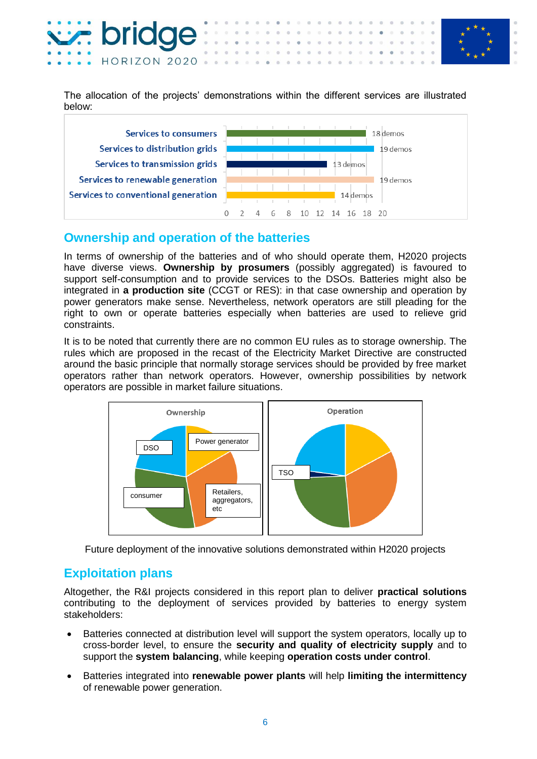The allocation of the projects' demonstrations within the different services are illustrated below:

| Service | Demos |
| --- | --- |
| Services to consumers | 18 demos |
| Services to distribution grids | 19 demos |
| Services to transmission grids | 13 demos |
| Services to renewable generation | 19 demos |
| Services to conventional generation | 14 demos |

## Ownership and operation of the batteries

In terms of ownership of the batteries and of who should operate them, H2020 projects have diverse views. **Ownership by prosumers** (possibly aggregated) is favoured to support self-consumption and to provide services to the DSOs. Batteries might also be integrated in **a production site** (CCGT or RES): in that case ownership and operation by power generators make sense. Nevertheless, network operators are still pleading for the right to own or operate batteries especially when batteries are used to relieve grid constraints.

It is to be noted that currently there are no common EU rules as to storage ownership. The rules which are proposed in the recast of the Electricity Market Directive are constructed around the basic principle that normally storage services should be provided by free market operators rather than network operators. However, ownership possibilities by network operators are possible in market failure situations.

Future deployment of the innovative solutions demonstrated within H2020 projects

## Exploitation plans

Altogether, the R&I projects considered in this report plan to deliver **practical solutions** contributing to the deployment of services provided by batteries to energy system stakeholders:

- Batteries connected at distribution level will support the system operators, locally up to cross-border level, to ensure the **security and quality of electricity supply** and to support the **system balancing**, while keeping **operation costs under control**.
- Batteries integrated into **renewable power plants** will help **limiting the intermittency** of renewable power generation.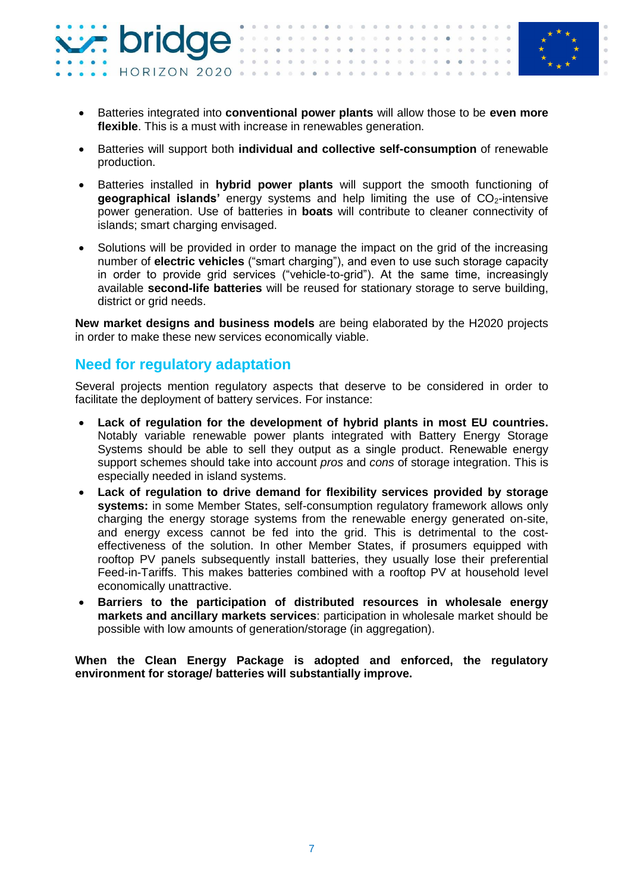- Batteries integrated into **conventional power plants** will allow those to be **even more flexible**. This is a must with increase in renewables generation.
- Batteries will support both **individual and collective self-consumption** of renewable production.
- Batteries installed in **hybrid power plants** will support the smooth functioning of **geographical islands'** energy systems and help limiting the use of $CO_2$-intensive power generation. Use of batteries in **boats** will contribute to cleaner connectivity of islands; smart charging envisaged.
- Solutions will be provided in order to manage the impact on the grid of the increasing number of **electric vehicles** ("smart charging"), and even to use such storage capacity in order to provide grid services ("vehicle-to-grid"). At the same time, increasingly available **second-life batteries** will be reused for stationary storage to serve building, district or grid needs.

**New market designs and business models** are being elaborated by the H2020 projects in order to make these new services economically viable.

## Need for regulatory adaptation

Several projects mention regulatory aspects that deserve to be considered in order to facilitate the deployment of battery services. For instance:

- **Lack of regulation for the development of hybrid plants in most EU countries.** Notably variable renewable power plants integrated with Battery Energy Storage Systems should be able to sell they output as a single product. Renewable energy support schemes should take into account *pros* and *cons* of storage integration. This is especially needed in island systems.
- **Lack of regulation to drive demand for flexibility services provided by storage systems:** in some Member States, self-consumption regulatory framework allows only charging the energy storage systems from the renewable energy generated on-site, and energy excess cannot be fed into the grid. This is detrimental to the cost-effectiveness of the solution. In other Member States, if prosumers equipped with rooftop PV panels subsequently install batteries, they usually lose their preferential Feed-in-Tariffs. This makes batteries combined with a rooftop PV at household level economically unattractive.
- **Barriers to the participation of distributed resources in wholesale energy markets and ancillary markets services**: participation in wholesale market should be possible with low amounts of generation/storage (in aggregation).

**When the Clean Energy Package is adopted and enforced, the regulatory environment for storage/ batteries will substantially improve.**